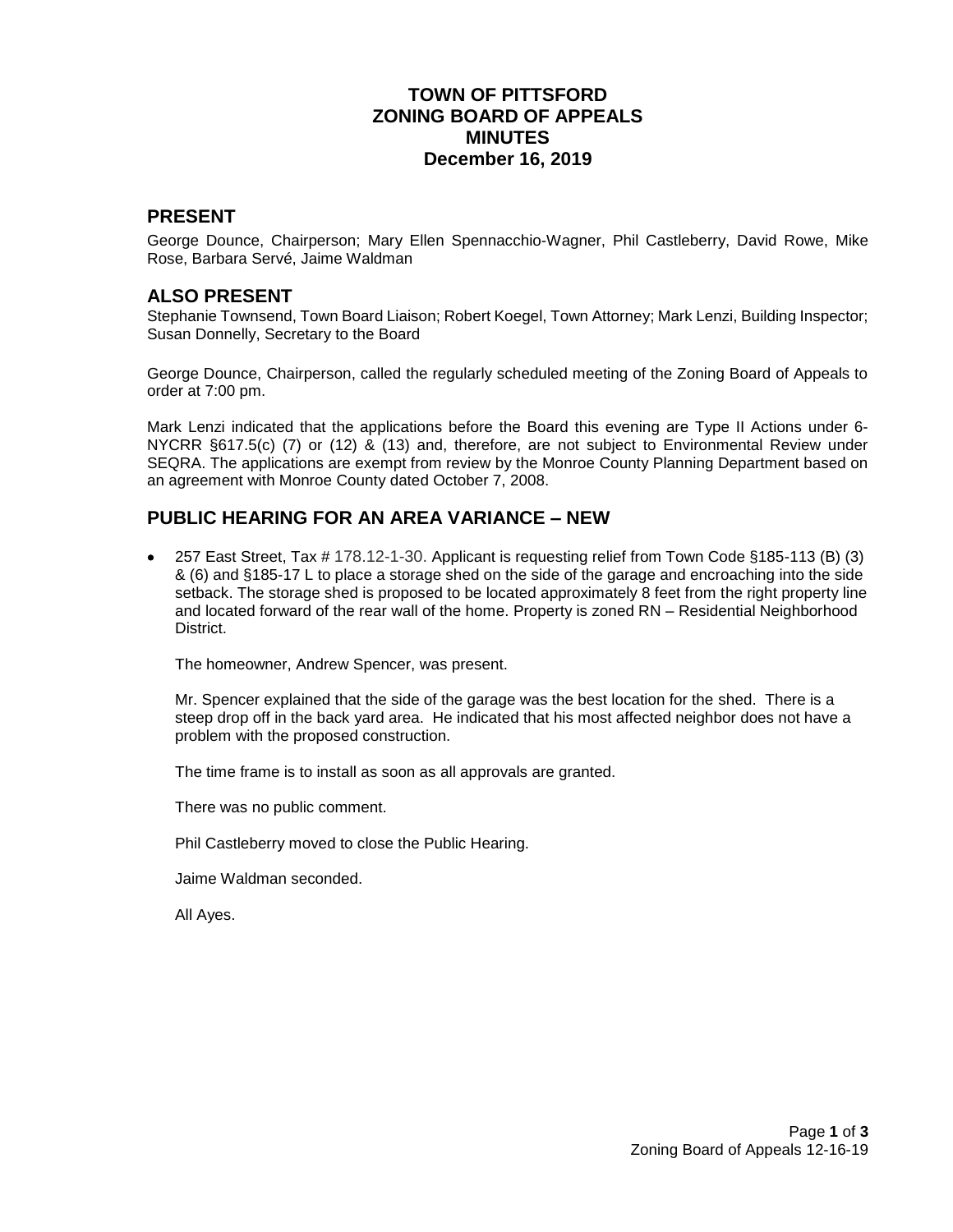# TOWN OF PITTSFORD
# ZONING BOARD OF APPEALS
# MINUTES
# December 16, 2019

## PRESENT

George Dounce, Chairperson; Mary Ellen Spennacchio-Wagner, Phil Castleberry, David Rowe, Mike Rose, Barbara Servé, Jaime Waldman

## ALSO PRESENT

Stephanie Townsend, Town Board Liaison; Robert Koegel, Town Attorney; Mark Lenzi, Building Inspector; Susan Donnelly, Secretary to the Board

George Dounce, Chairperson, called the regularly scheduled meeting of the Zoning Board of Appeals to order at 7:00 pm.

Mark Lenzi indicated that the applications before the Board this evening are Type II Actions under 6-NYCRR §617.5(c) (7) or (12) & (13) and, therefore, are not subject to Environmental Review under SEQRA. The applications are exempt from review by the Monroe County Planning Department based on an agreement with Monroe County dated October 7, 2008.

## PUBLIC HEARING FOR AN AREA VARIANCE – NEW

- 257 East Street, Tax # 178.12-1-30. Applicant is requesting relief from Town Code §185-113 (B) (3) & (6) and §185-17 L to place a storage shed on the side of the garage and encroaching into the side setback. The storage shed is proposed to be located approximately 8 feet from the right property line and located forward of the rear wall of the home. Property is zoned RN – Residential Neighborhood District.

  The homeowner, Andrew Spencer, was present.

  Mr. Spencer explained that the side of the garage was the best location for the shed. There is a steep drop off in the back yard area. He indicated that his most affected neighbor does not have a problem with the proposed construction.

  The time frame is to install as soon as all approvals are granted.

  There was no public comment.

  Phil Castleberry moved to close the Public Hearing.

  Jaime Waldman seconded.

  All Ayes.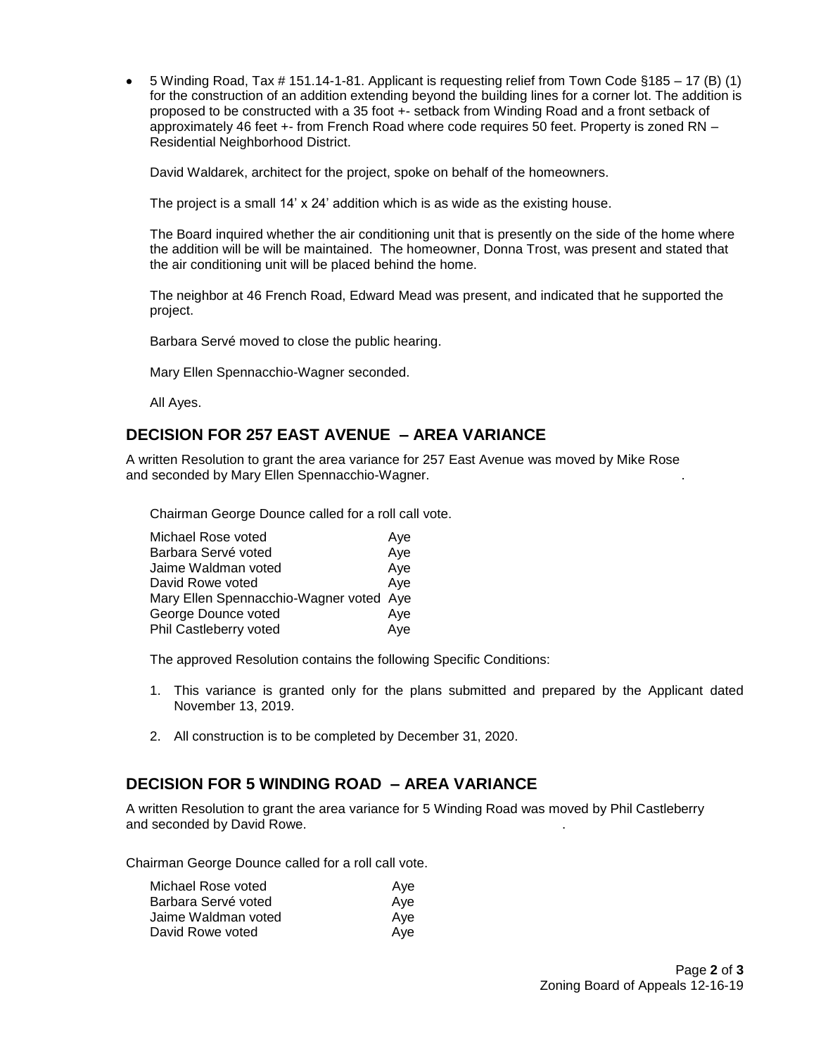- 5 Winding Road, Tax # 151.14-1-81. Applicant is requesting relief from Town Code §185 – 17 (B) (1) for the construction of an addition extending beyond the building lines for a corner lot. The addition is proposed to be constructed with a 35 foot +- setback from Winding Road and a front setback of approximately 46 feet +- from French Road where code requires 50 feet. Property is zoned RN – Residential Neighborhood District.

  David Waldarek, architect for the project, spoke on behalf of the homeowners.

  The project is a small 14' x 24' addition which is as wide as the existing house.

  The Board inquired whether the air conditioning unit that is presently on the side of the home where the addition will be will be maintained. The homeowner, Donna Trost, was present and stated that the air conditioning unit will be placed behind the home.

  The neighbor at 46 French Road, Edward Mead was present, and indicated that he supported the project.

  Barbara Servé moved to close the public hearing.

  Mary Ellen Spennacchio-Wagner seconded.

  All Ayes.

## DECISION FOR 257 EAST AVENUE – AREA VARIANCE

A written Resolution to grant the area variance for 257 East Avenue was moved by Mike Rose and seconded by Mary Ellen Spennacchio-Wagner.

Chairman George Dounce called for a roll call vote.

| | |
|---|---|
| Michael Rose voted | Aye |
| Barbara Servé voted | Aye |
| Jaime Waldman voted | Aye |
| David Rowe voted | Aye |
| Mary Ellen Spennacchio-Wagner voted | Aye |
| George Dounce voted | Aye |
| Phil Castleberry voted | Aye |

The approved Resolution contains the following Specific Conditions:

1. This variance is granted only for the plans submitted and prepared by the Applicant dated November 13, 2019.
2. All construction is to be completed by December 31, 2020.

## DECISION FOR 5 WINDING ROAD – AREA VARIANCE

A written Resolution to grant the area variance for 5 Winding Road was moved by Phil Castleberry and seconded by David Rowe.

Chairman George Dounce called for a roll call vote.

| | |
|---|---|
| Michael Rose voted | Aye |
| Barbara Servé voted | Aye |
| Jaime Waldman voted | Aye |
| David Rowe voted | Aye |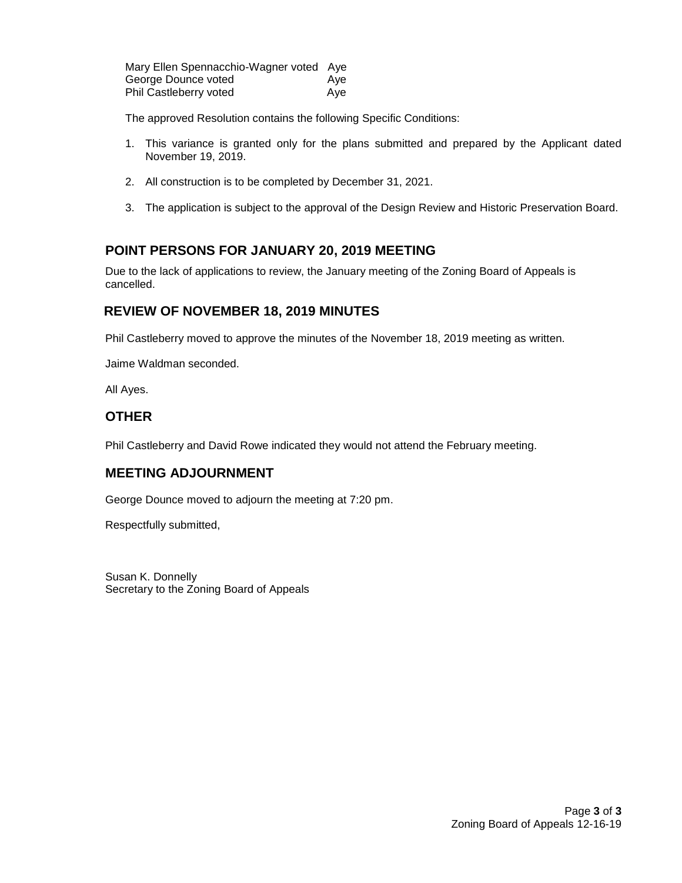Mary Ellen Spennacchio-Wagner voted Aye
George Dounce voted Aye
Phil Castleberry voted Aye

The approved Resolution contains the following Specific Conditions:

1. This variance is granted only for the plans submitted and prepared by the Applicant dated November 19, 2019.
2. All construction is to be completed by December 31, 2021.
3. The application is subject to the approval of the Design Review and Historic Preservation Board.

## POINT PERSONS FOR JANUARY 20, 2019 MEETING

Due to the lack of applications to review, the January meeting of the Zoning Board of Appeals is cancelled.

## REVIEW OF NOVEMBER 18, 2019 MINUTES

Phil Castleberry moved to approve the minutes of the November 18, 2019 meeting as written.

Jaime Waldman seconded.

All Ayes.

## OTHER

Phil Castleberry and David Rowe indicated they would not attend the February meeting.

## MEETING ADJOURNMENT

George Dounce moved to adjourn the meeting at 7:20 pm.

Respectfully submitted,

Susan K. Donnelly
Secretary to the Zoning Board of Appeals